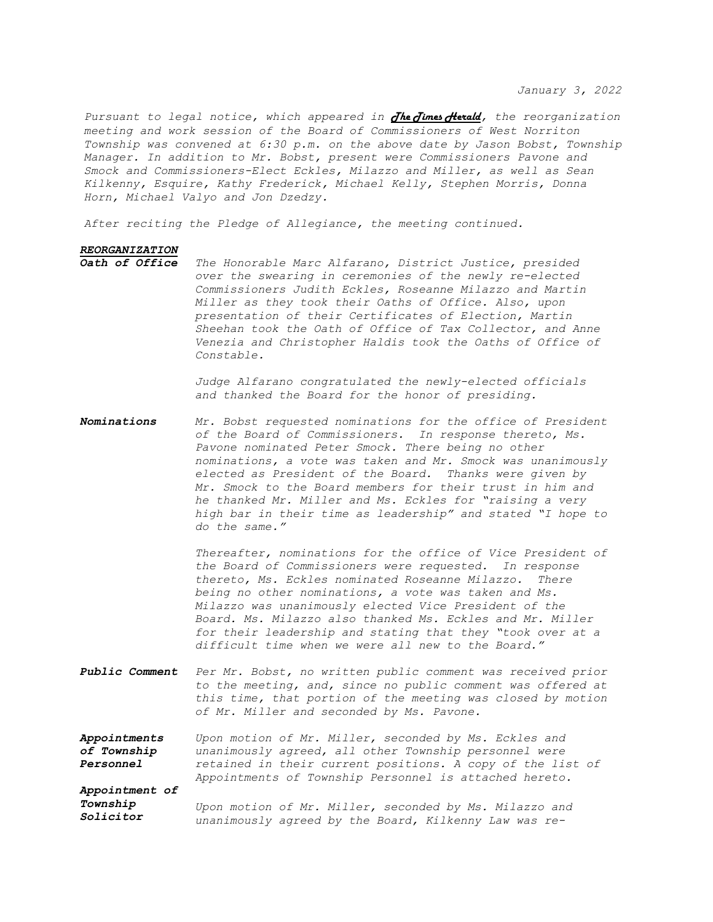*January 3, 2022*

*Pursuant to legal notice, which appeared in **The Times Herald**, the reorganization meeting and work session of the Board of Commissioners of West Norriton Township was convened at 6:30 p.m. on the above date by Jason Bobst, Township Manager. In addition to Mr. Bobst, present were Commissioners Pavone and Smock and Commissioners-Elect Eckles, Milazzo and Miller, as well as Sean Kilkenny, Esquire, Kathy Frederick, Michael Kelly, Stephen Morris, Donna Horn, Michael Valyo and Jon Dzedzy.*

*After reciting the Pledge of Allegiance, the meeting continued.*

***REORGANIZATION***

***Oath of Office*** *The Honorable Marc Alfarano, District Justice, presided over the swearing in ceremonies of the newly re-elected Commissioners Judith Eckles, Roseanne Milazzo and Martin Miller as they took their Oaths of Office. Also, upon presentation of their Certificates of Election, Martin Sheehan took the Oath of Office of Tax Collector, and Anne Venezia and Christopher Haldis took the Oaths of Office of Constable.*

*Judge Alfarano congratulated the newly-elected officials and thanked the Board for the honor of presiding.*

***Nominations*** *Mr. Bobst requested nominations for the office of President of the Board of Commissioners. In response thereto, Ms. Pavone nominated Peter Smock. There being no other nominations, a vote was taken and Mr. Smock was unanimously elected as President of the Board. Thanks were given by Mr. Smock to the Board members for their trust in him and he thanked Mr. Miller and Ms. Eckles for "raising a very high bar in their time as leadership" and stated "I hope to do the same."*

*Thereafter, nominations for the office of Vice President of the Board of Commissioners were requested. In response thereto, Ms. Eckles nominated Roseanne Milazzo. There being no other nominations, a vote was taken and Ms. Milazzo was unanimously elected Vice President of the Board. Ms. Milazzo also thanked Ms. Eckles and Mr. Miller for their leadership and stating that they "took over at a difficult time when we were all new to the Board."*

***Public Comment*** *Per Mr. Bobst, no written public comment was received prior to the meeting, and, since no public comment was offered at this time, that portion of the meeting was closed by motion of Mr. Miller and seconded by Ms. Pavone.*

***Appointments of Township Personnel*** *Upon motion of Mr. Miller, seconded by Ms. Eckles and unanimously agreed, all other Township personnel were retained in their current positions. A copy of the list of Appointments of Township Personnel is attached hereto.*

***Appointment of Township Solicitor*** *Upon motion of Mr. Miller, seconded by Ms. Milazzo and unanimously agreed by the Board, Kilkenny Law was re-*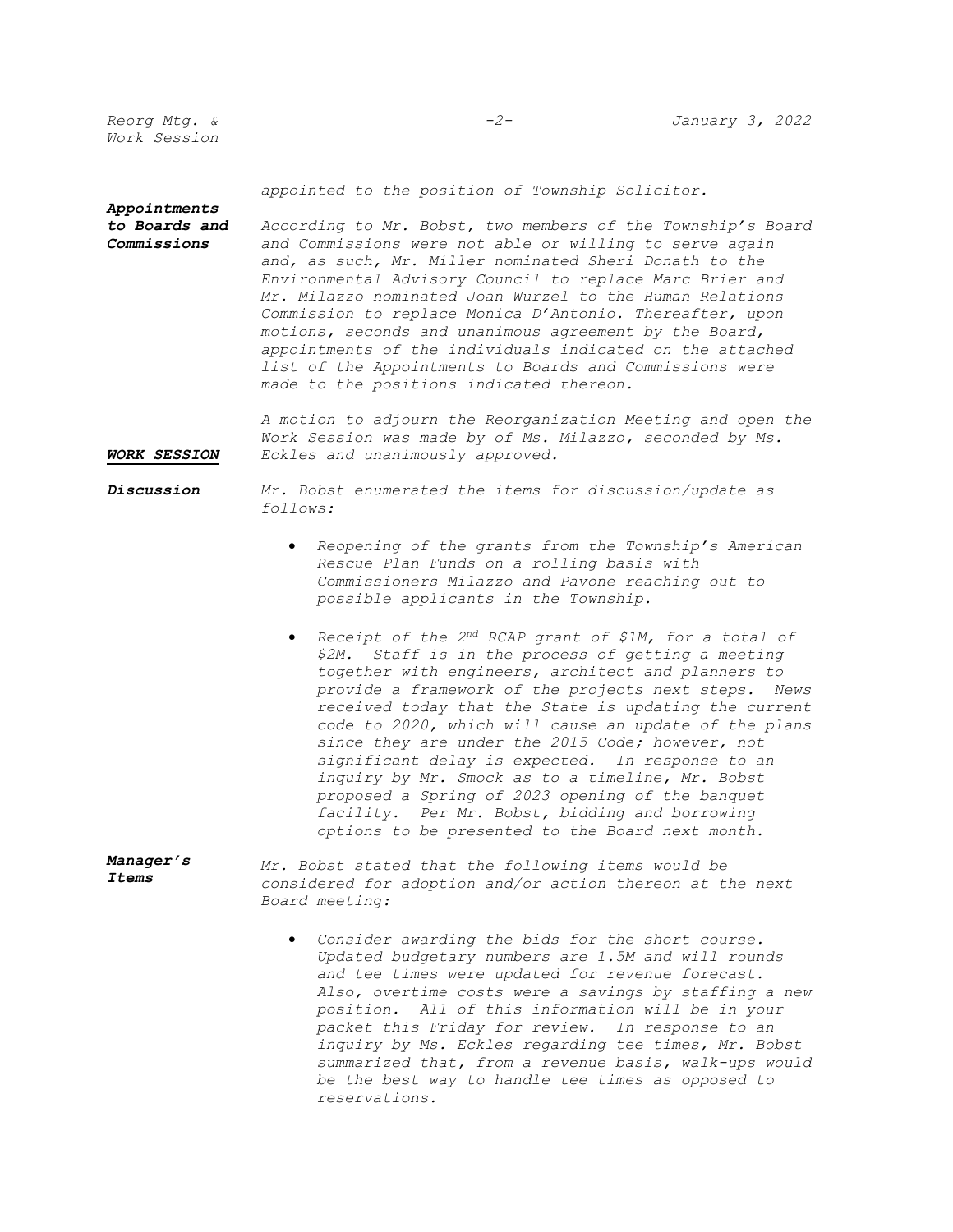appointed to the position of Township Solicitor.

***Appointments to Boards and Commissions***

*According to Mr. Bobst, two members of the Township's Board and Commissions were not able or willing to serve again and, as such, Mr. Miller nominated Sheri Donath to the Environmental Advisory Council to replace Marc Brier and Mr. Milazzo nominated Joan Wurzel to the Human Relations Commission to replace Monica D'Antonio. Thereafter, upon motions, seconds and unanimous agreement by the Board, appointments of the individuals indicated on the attached list of the Appointments to Boards and Commissions were made to the positions indicated thereon.*

*A motion to adjourn the Reorganization Meeting and open the Work Session was made by of Ms. Milazzo, seconded by Ms. Eckles and unanimously approved.*

## ***WORK SESSION***

***Discussion***

*Mr. Bobst enumerated the items for discussion/update as follows:*

- *Reopening of the grants from the Township's American Rescue Plan Funds on a rolling basis with Commissioners Milazzo and Pavone reaching out to possible applicants in the Township.*

- *Receipt of the 2nd RCAP grant of $1M, for a total of $2M. Staff is in the process of getting a meeting together with engineers, architect and planners to provide a framework of the projects next steps. News received today that the State is updating the current code to 2020, which will cause an update of the plans since they are under the 2015 Code; however, not significant delay is expected. In response to an inquiry by Mr. Smock as to a timeline, Mr. Bobst proposed a Spring of 2023 opening of the banquet facility. Per Mr. Bobst, bidding and borrowing options to be presented to the Board next month.*

***Manager's Items***

*Mr. Bobst stated that the following items would be considered for adoption and/or action thereon at the next Board meeting:*

- *Consider awarding the bids for the short course. Updated budgetary numbers are 1.5M and will rounds and tee times were updated for revenue forecast. Also, overtime costs were a savings by staffing a new position. All of this information will be in your packet this Friday for review. In response to an inquiry by Ms. Eckles regarding tee times, Mr. Bobst summarized that, from a revenue basis, walk-ups would be the best way to handle tee times as opposed to reservations.*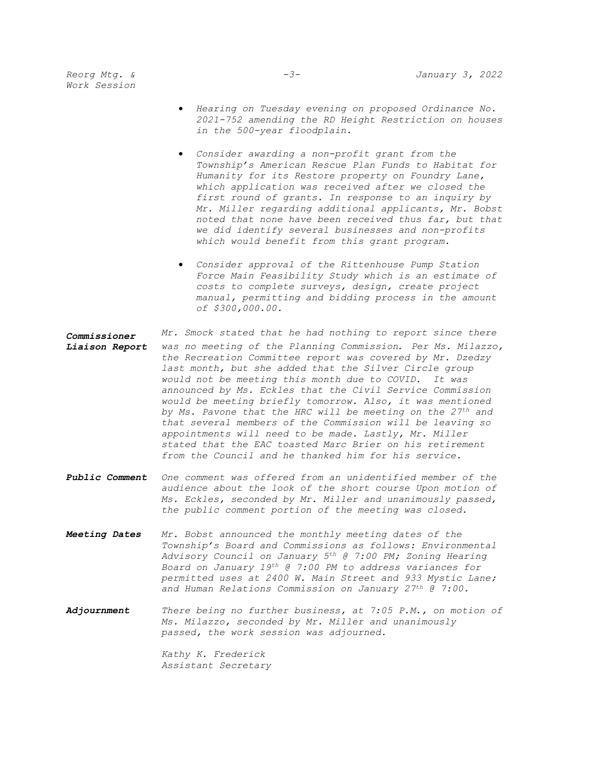- *Hearing on Tuesday evening on proposed Ordinance No. 2021-752 amending the RD Height Restriction on houses in the 500-year floodplain.*

- *Consider awarding a non-profit grant from the Township's American Rescue Plan Funds to Habitat for Humanity for its Restore property on Foundry Lane, which application was received after we closed the first round of grants. In response to an inquiry by Mr. Miller regarding additional applicants, Mr. Bobst noted that none have been received thus far, but that we did identify several businesses and non-profits which would benefit from this grant program.*

- *Consider approval of the Rittenhouse Pump Station Force Main Feasibility Study which is an estimate of costs to complete surveys, design, create project manual, permitting and bidding process in the amount of $300,000.00.*

***Commissioner Liaison Report*** *Mr. Smock stated that he had nothing to report since there was no meeting of the Planning Commission. Per Ms. Milazzo, the Recreation Committee report was covered by Mr. Dzedzy last month, but she added that the Silver Circle group would not be meeting this month due to COVID. It was announced by Ms. Eckles that the Civil Service Commission would be meeting briefly tomorrow. Also, it was mentioned by Ms. Pavone that the HRC will be meeting on the 27th and that several members of the Commission will be leaving so appointments will need to be made. Lastly, Mr. Miller stated that the EAC toasted Marc Brier on his retirement from the Council and he thanked him for his service.*

***Public Comment*** *One comment was offered from an unidentified member of the audience about the look of the short course Upon motion of Ms. Eckles, seconded by Mr. Miller and unanimously passed, the public comment portion of the meeting was closed.*

***Meeting Dates*** *Mr. Bobst announced the monthly meeting dates of the Township's Board and Commissions as follows: Environmental Advisory Council on January 5th @ 7:00 PM; Zoning Hearing Board on January 19th @ 7:00 PM to address variances for permitted uses at 2400 W. Main Street and 933 Mystic Lane; and Human Relations Commission on January 27th @ 7:00.*

***Adjournment*** *There being no further business, at 7:05 P.M., on motion of Ms. Milazzo, seconded by Mr. Miller and unanimously passed, the work session was adjourned.*

*Kathy K. Frederick*
*Assistant Secretary*